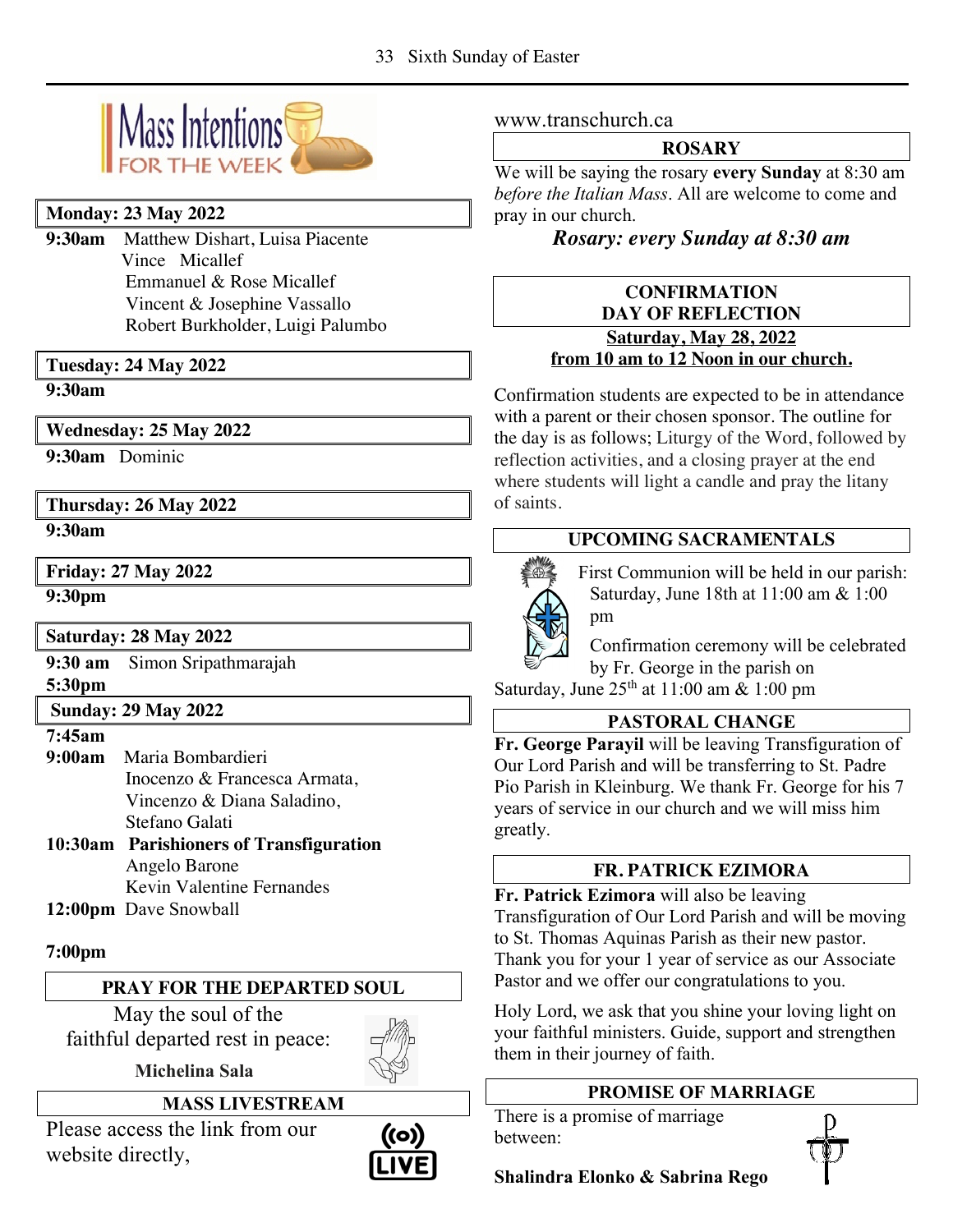# Mass Intentions FOR THE WEEK

**Monday: 23 May 2022**

**9:30am** Matthew Dishart, Luisa Piacente
Vince Micallef
Emmanuel & Rose Micallef
Vincent & Josephine Vassallo
Robert Burkholder, Luigi Palumbo

**Tuesday: 24 May 2022**

**9:30am**

**Wednesday: 25 May 2022**

**9:30am** Dominic

**Thursday: 26 May 2022**

**9:30am**

**Friday: 27 May 2022**

**9:30pm**

**Saturday: 28 May 2022**

**9:30 am** Simon Sripathmarajah
**5:30pm**

**Sunday: 29 May 2022**

**7:45am**
**9:00am** Maria Bombardieri
Inocenzo & Francesca Armata,
Vincenzo & Diana Saladino,
Stefano Galati
**10:30am** **Parishioners of Transfiguration**
Angelo Barone
Kevin Valentine Fernandes
**12:00pm** Dave Snowball

**7:00pm**

## PRAY FOR THE DEPARTED SOUL

May the soul of the faithful departed rest in peace:

**Michelina Sala**

## MASS LIVESTREAM

Please access the link from our website directly,

www.transchurch.ca

## ROSARY

We will be saying the rosary **every Sunday** at 8:30 am *before the Italian Mass*. All are welcome to come and pray in our church.

***Rosary: every Sunday at 8:30 am***

## CONFIRMATION DAY OF REFLECTION

**Saturday, May 28, 2022**
**from 10 am to 12 Noon in our church.**

Confirmation students are expected to be in attendance with a parent or their chosen sponsor. The outline for the day is as follows; Liturgy of the Word, followed by reflection activities, and a closing prayer at the end where students will light a candle and pray the litany of saints.

## UPCOMING SACRAMENTALS

First Communion will be held in our parish: Saturday, June 18th at 11:00 am & 1:00 pm

Confirmation ceremony will be celebrated by Fr. George in the parish on Saturday, June 25th at 11:00 am & 1:00 pm

## PASTORAL CHANGE

**Fr. George Parayil** will be leaving Transfiguration of Our Lord Parish and will be transferring to St. Padre Pio Parish in Kleinburg. We thank Fr. George for his 7 years of service in our church and we will miss him greatly.

## FR. PATRICK EZIMORA

**Fr. Patrick Ezimora** will also be leaving Transfiguration of Our Lord Parish and will be moving to St. Thomas Aquinas Parish as their new pastor. Thank you for your 1 year of service as our Associate Pastor and we offer our congratulations to you.

Holy Lord, we ask that you shine your loving light on your faithful ministers. Guide, support and strengthen them in their journey of faith.

## PROMISE OF MARRIAGE

There is a promise of marriage between:

**Shalindra Elonko & Sabrina Rego**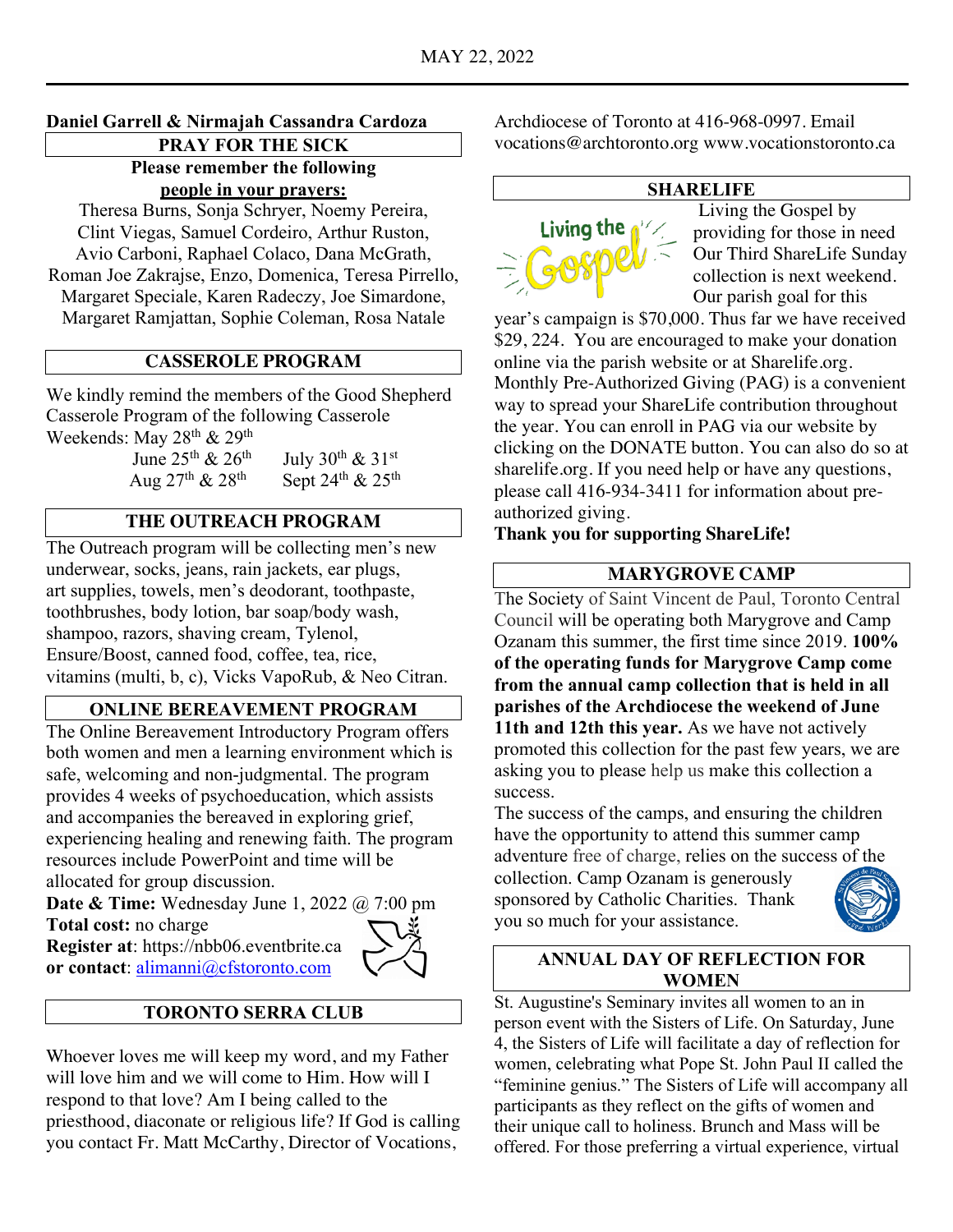**Daniel Garrell & Nirmajah Cassandra Cardoza**

## PRAY FOR THE SICK

**Please remember the following people in your prayers:**

Theresa Burns, Sonja Schryer, Noemy Pereira, Clint Viegas, Samuel Cordeiro, Arthur Ruston, Avio Carboni, Raphael Colaco, Dana McGrath, Roman Joe Zakrajse, Enzo, Domenica, Teresa Pirrello, Margaret Speciale, Karen Radeczy, Joe Simardone, Margaret Ramjattan, Sophie Coleman, Rosa Natale

## CASSEROLE PROGRAM

We kindly remind the members of the Good Shepherd Casserole Program of the following Casserole Weekends: May 28th & 29th

June 25th & 26th — July 30th & 31st

Aug 27th & 28th — Sept 24th & 25th

## THE OUTREACH PROGRAM

The Outreach program will be collecting men's new underwear, socks, jeans, rain jackets, ear plugs, art supplies, towels, men's deodorant, toothpaste, toothbrushes, body lotion, bar soap/body wash, shampoo, razors, shaving cream, Tylenol, Ensure/Boost, canned food, coffee, tea, rice, vitamins (multi, b, c), Vicks VapoRub, & Neo Citran.

## ONLINE BEREAVEMENT PROGRAM

The Online Bereavement Introductory Program offers both women and men a learning environment which is safe, welcoming and non-judgmental. The program provides 4 weeks of psychoeducation, which assists and accompanies the bereaved in exploring grief, experiencing healing and renewing faith. The program resources include PowerPoint and time will be allocated for group discussion.

**Date & Time:** Wednesday June 1, 2022 @ 7:00 pm

**Total cost:** no charge

**Register at**: https://nbb06.eventbrite.ca

**or contact**: alimanni@cfstoronto.com

## TORONTO SERRA CLUB

Whoever loves me will keep my word, and my Father will love him and we will come to Him. How will I respond to that love? Am I being called to the priesthood, diaconate or religious life? If God is calling you contact Fr. Matt McCarthy, Director of Vocations, Archdiocese of Toronto at 416-968-0997. Email vocations@archtoronto.org www.vocationstoronto.ca

## SHARELIFE

Living the Gospel by providing for those in need Our Third ShareLife Sunday collection is next weekend. Our parish goal for this year's campaign is $70,000. Thus far we have received $29, 224. You are encouraged to make your donation online via the parish website or at Sharelife.org. Monthly Pre-Authorized Giving (PAG) is a convenient way to spread your ShareLife contribution throughout the year. You can enroll in PAG via our website by clicking on the DONATE button. You can also do so at sharelife.org. If you need help or have any questions, please call 416-934-3411 for information about pre-authorized giving.

**Thank you for supporting ShareLife!**

## MARYGROVE CAMP

The Society of Saint Vincent de Paul, Toronto Central Council will be operating both Marygrove and Camp Ozanam this summer, the first time since 2019. **100% of the operating funds for Marygrove Camp come from the annual camp collection that is held in all parishes of the Archdiocese the weekend of June 11th and 12th this year.** As we have not actively promoted this collection for the past few years, we are asking you to please help us make this collection a success.

The success of the camps, and ensuring the children have the opportunity to attend this summer camp adventure free of charge, relies on the success of the collection. Camp Ozanam is generously sponsored by Catholic Charities. Thank you so much for your assistance.

## ANNUAL DAY OF REFLECTION FOR WOMEN

St. Augustine's Seminary invites all women to an in person event with the Sisters of Life. On Saturday, June 4, the Sisters of Life will facilitate a day of reflection for women, celebrating what Pope St. John Paul II called the "feminine genius." The Sisters of Life will accompany all participants as they reflect on the gifts of women and their unique call to holiness. Brunch and Mass will be offered. For those preferring a virtual experience, virtual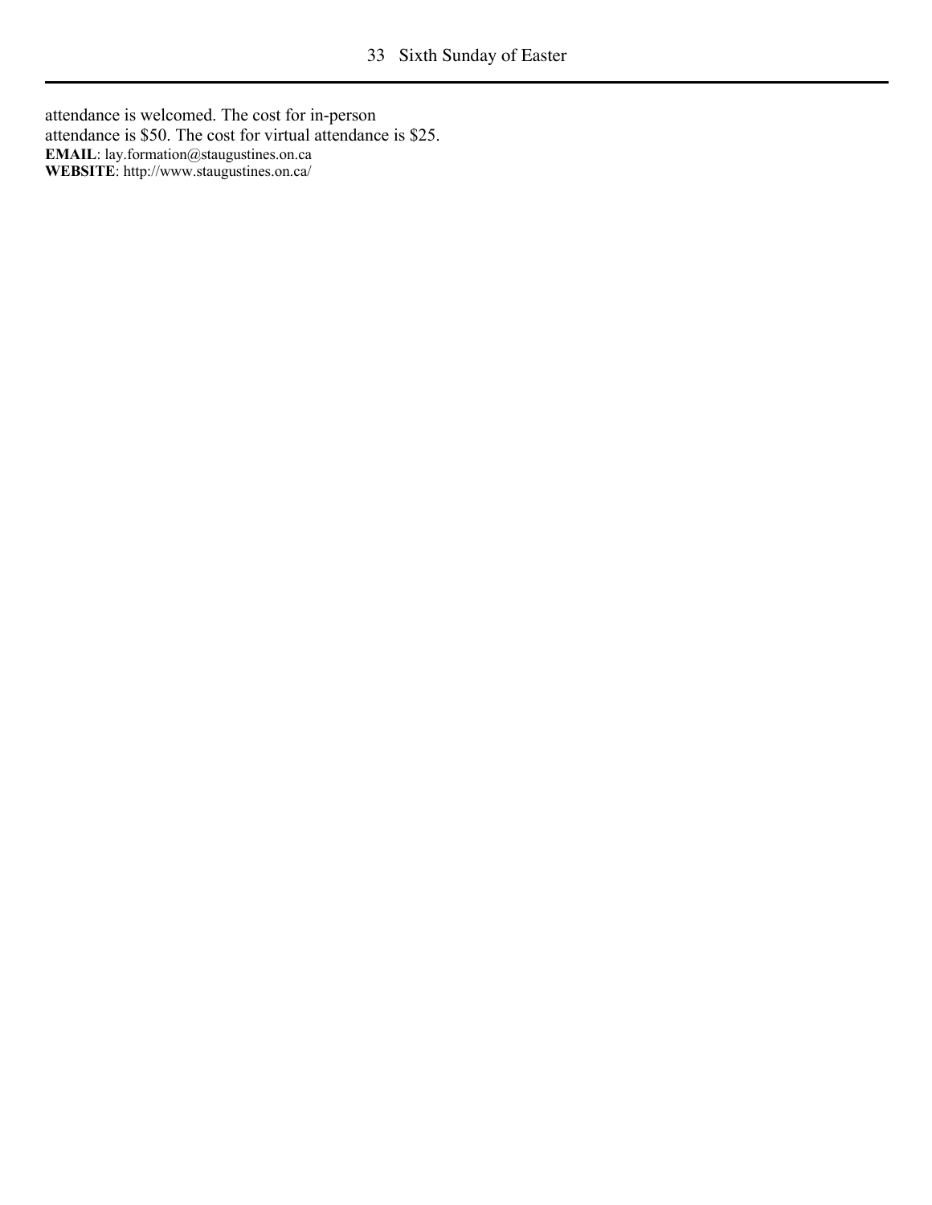attendance is welcomed. The cost for in-person attendance is $50. The cost for virtual attendance is $25.
**EMAIL**: lay.formation@staugustines.on.ca
**WEBSITE**: http://www.staugustines.on.ca/